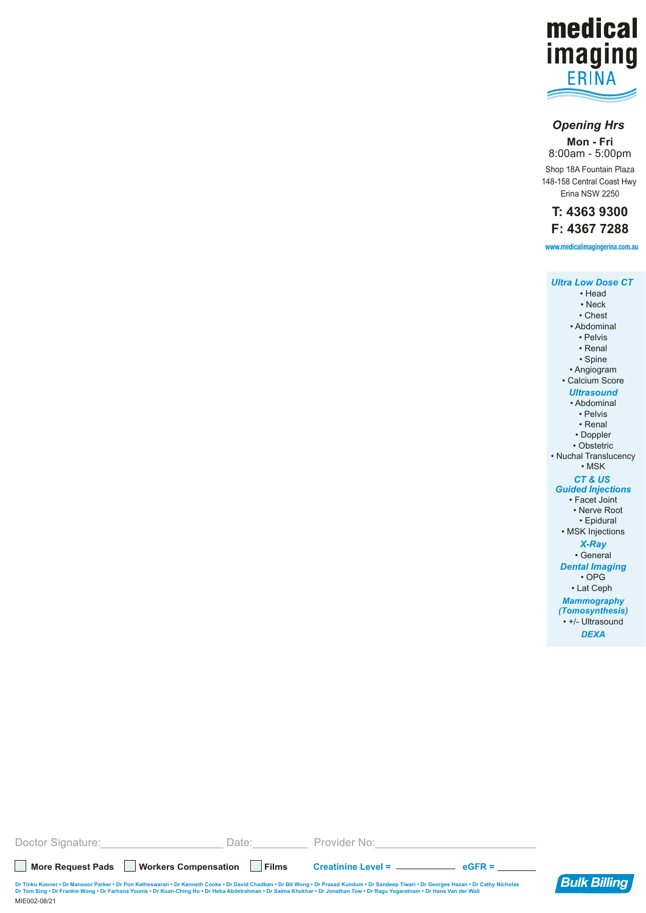# medical imaging ERINA

### *Opening Hrs*

**Mon - Fri**
8:00am - 5:00pm

Shop 18A Fountain Plaza
148-158 Central Coast Hwy
Erina NSW 2250

**T: 4363 9300**
**F: 4367 7288**

www.medicalimagingerina.com.au

***Ultra Low Dose CT***
- Head
- Neck
- Chest
- Abdominal
- Pelvis
- Renal
- Spine
- Angiogram
- Calcium Score

***Ultrasound***
- Abdominal
- Pelvis
- Renal
- Doppler
- Obstetric
- Nuchal Translucency
- MSK

***CT & US Guided Injections***
- Facet Joint
- Nerve Root
- Epidural
- MSK Injections

***X-Ray***
- General

***Dental Imaging***
- OPG
- Lat Ceph

***Mammography (Tomosynthesis)***
- +/- Ultrasound

***DEXA***

Doctor Signature:____________________ Date:_________ Provider No:__________________________

☐ **More Request Pads** ☐ **Workers Compensation** ☐ **Films** **Creatinine Level =** ___________ **eGFR =** ________

Dr Tinku Kooner • Dr Mansoor Parker • Dr Pon Ketheswaran • Dr Kenneth Cooke • Dr David Chadban • Dr Bit Wong • Dr Prasad Kundum • Dr Sandeep Tiwari • Dr Georges Hazan • Dr Cathy Nicholas
Dr Tom Sing • Dr Frankie Wong • Dr Farhana Younis • Dr Kuan-Ching Ho • Dr Heba Abdelrahman • Dr Saima Khokhar • Dr Jonathan Tow • Dr Ragu Yogaratnam • Dr Hans Van der Wall

MIE002-08/21

**Bulk Billing**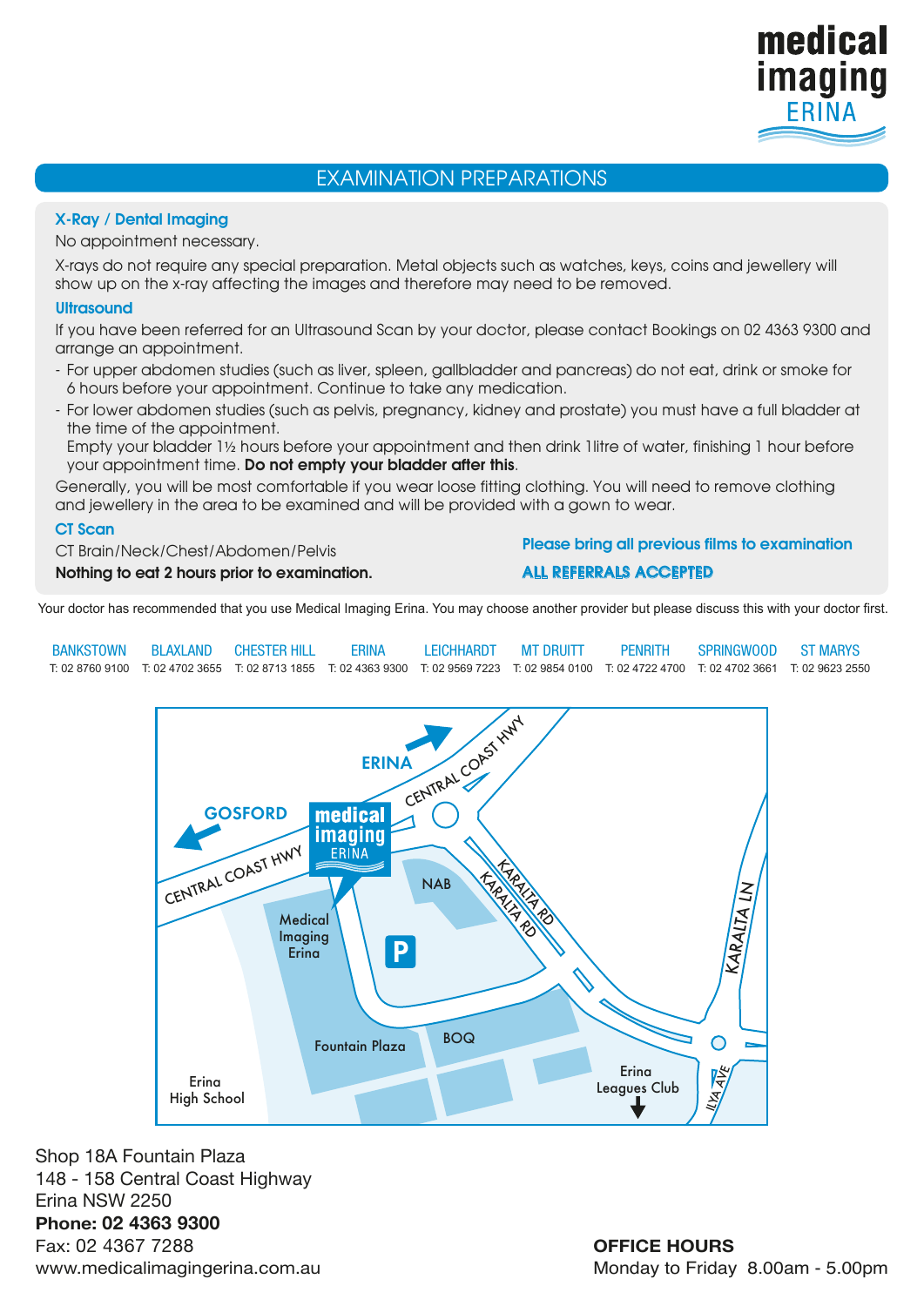medical imaging ERINA

## EXAMINATION PREPARATIONS

### X-Ray / Dental Imaging

No appointment necessary.

X-rays do not require any special preparation. Metal objects such as watches, keys, coins and jewellery will show up on the x-ray affecting the images and therefore may need to be removed.

### Ultrasound

If you have been referred for an Ultrasound Scan by your doctor, please contact Bookings on 02 4363 9300 and arrange an appointment.

- For upper abdomen studies (such as liver, spleen, gallbladder and pancreas) do not eat, drink or smoke for 6 hours before your appointment. Continue to take any medication.
- For lower abdomen studies (such as pelvis, pregnancy, kidney and prostate) you must have a full bladder at the time of the appointment. 
  Empty your bladder 1½ hours before your appointment and then drink 1litre of water, finishing 1 hour before your appointment time. **Do not empty your bladder after this**.

Generally, you will be most comfortable if you wear loose fitting clothing. You will need to remove clothing and jewellery in the area to be examined and will be provided with a gown to wear.

### CT Scan

CT Brain/Neck/Chest/Abdomen/Pelvis

**Nothing to eat 2 hours prior to examination.**

**Please bring all previous films to examination**

**ALL REFERRALS ACCEPTED**

Your doctor has recommended that you use Medical Imaging Erina. You may choose another provider but please discuss this with your doctor first.

| BANKSTOWN | BLAXLAND | CHESTER HILL | ERINA | LEICHHARDT | MT DRUITT | PENRITH | SPRINGWOOD | ST MARYS |
|---|---|---|---|---|---|---|---|---|
| T: 02 8760 9100 | T: 02 4702 3655 | T: 02 8713 1855 | T: 02 4363 9300 | T: 02 9569 7223 | T: 02 9854 0100 | T: 02 4722 4700 | T: 02 4702 3661 | T: 02 9623 2550 |

ERINA
GOSFORD
CENTRAL COAST HWY
CENTRAL COAST HWY
medical imaging ERINA
Medical Imaging Erina
NAB
P
KARALTA RD
KARALTA RD
KARALTA LN
Fountain Plaza
BOQ
Erina High School
Erina Leagues Club
ILYA AVE

Shop 18A Fountain Plaza
148 - 158 Central Coast Highway
Erina NSW 2250
**Phone: 02 4363 9300**
Fax: 02 4367 7288
www.medicalimagingerina.com.au

**OFFICE HOURS**
Monday to Friday 8.00am - 5.00pm